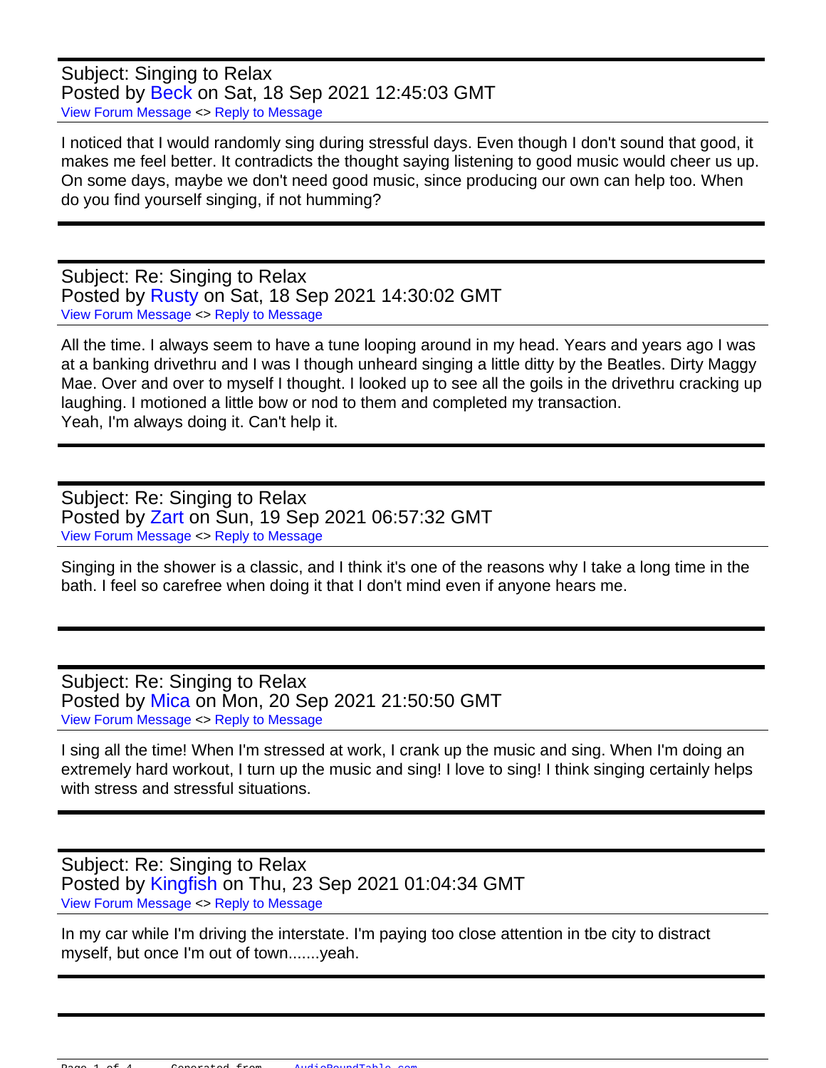Subject: Singing to Relax
Posted by Beck on Sat, 18 Sep 2021 12:45:03 GMT
View Forum Message <> Reply to Message

I noticed that I would randomly sing during stressful days. Even though I don't sound that good, it makes me feel better. It contradicts the thought saying listening to good music would cheer us up. On some days, maybe we don't need good music, since producing our own can help too. When do you find yourself singing, if not humming?

---

Subject: Re: Singing to Relax
Posted by Rusty on Sat, 18 Sep 2021 14:30:02 GMT
View Forum Message <> Reply to Message

All the time. I always seem to have a tune looping around in my head. Years and years ago I was at a banking drivethru and I was I though unheard singing a little ditty by the Beatles. Dirty Maggy Mae. Over and over to myself I thought. I looked up to see all the goils in the drivethru cracking up laughing. I motioned a little bow or nod to them and completed my transaction.
Yeah, I'm always doing it. Can't help it.

---

Subject: Re: Singing to Relax
Posted by Zart on Sun, 19 Sep 2021 06:57:32 GMT
View Forum Message <> Reply to Message

Singing in the shower is a classic, and I think it's one of the reasons why I take a long time in the bath. I feel so carefree when doing it that I don't mind even if anyone hears me.

---

Subject: Re: Singing to Relax
Posted by Mica on Mon, 20 Sep 2021 21:50:50 GMT
View Forum Message <> Reply to Message

I sing all the time! When I'm stressed at work, I crank up the music and sing. When I'm doing an extremely hard workout, I turn up the music and sing! I love to sing! I think singing certainly helps with stress and stressful situations.

---

Subject: Re: Singing to Relax
Posted by Kingfish on Thu, 23 Sep 2021 01:04:34 GMT
View Forum Message <> Reply to Message

In my car while I'm driving the interstate. I'm paying too close attention in tbe city to distract myself, but once I'm out of town.......yeah.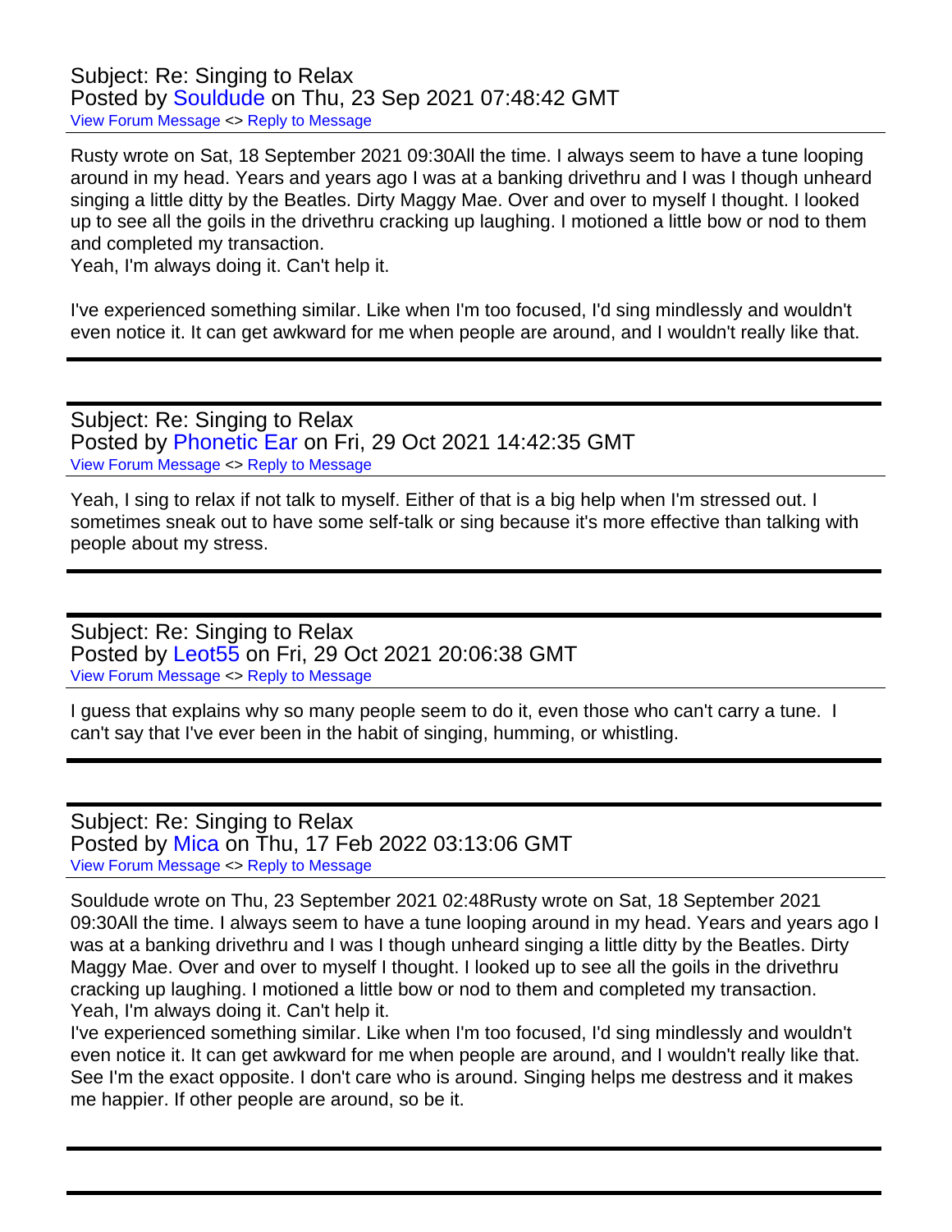Subject: Re: Singing to Relax
Posted by Souldude on Thu, 23 Sep 2021 07:48:42 GMT
View Forum Message <> Reply to Message

Rusty wrote on Sat, 18 September 2021 09:30All the time. I always seem to have a tune looping around in my head. Years and years ago I was at a banking drivethru and I was I though unheard singing a little ditty by the Beatles. Dirty Maggy Mae. Over and over to myself I thought. I looked up to see all the goils in the drivethru cracking up laughing. I motioned a little bow or nod to them and completed my transaction.
Yeah, I'm always doing it. Can't help it.

I've experienced something similar. Like when I'm too focused, I'd sing mindlessly and wouldn't even notice it. It can get awkward for me when people are around, and I wouldn't really like that.

---

Subject: Re: Singing to Relax
Posted by Phonetic Ear on Fri, 29 Oct 2021 14:42:35 GMT
View Forum Message <> Reply to Message

Yeah, I sing to relax if not talk to myself. Either of that is a big help when I'm stressed out. I sometimes sneak out to have some self-talk or sing because it's more effective than talking with people about my stress.

---

Subject: Re: Singing to Relax
Posted by Leot55 on Fri, 29 Oct 2021 20:06:38 GMT
View Forum Message <> Reply to Message

I guess that explains why so many people seem to do it, even those who can't carry a tune. I can't say that I've ever been in the habit of singing, humming, or whistling.

---

Subject: Re: Singing to Relax
Posted by Mica on Thu, 17 Feb 2022 03:13:06 GMT
View Forum Message <> Reply to Message

Souldude wrote on Thu, 23 September 2021 02:48Rusty wrote on Sat, 18 September 2021 09:30All the time. I always seem to have a tune looping around in my head. Years and years ago I was at a banking drivethru and I was I though unheard singing a little ditty by the Beatles. Dirty Maggy Mae. Over and over to myself I thought. I looked up to see all the goils in the drivethru cracking up laughing. I motioned a little bow or nod to them and completed my transaction.
Yeah, I'm always doing it. Can't help it.
I've experienced something similar. Like when I'm too focused, I'd sing mindlessly and wouldn't even notice it. It can get awkward for me when people are around, and I wouldn't really like that.
See I'm the exact opposite. I don't care who is around. Singing helps me destress and it makes me happier. If other people are around, so be it.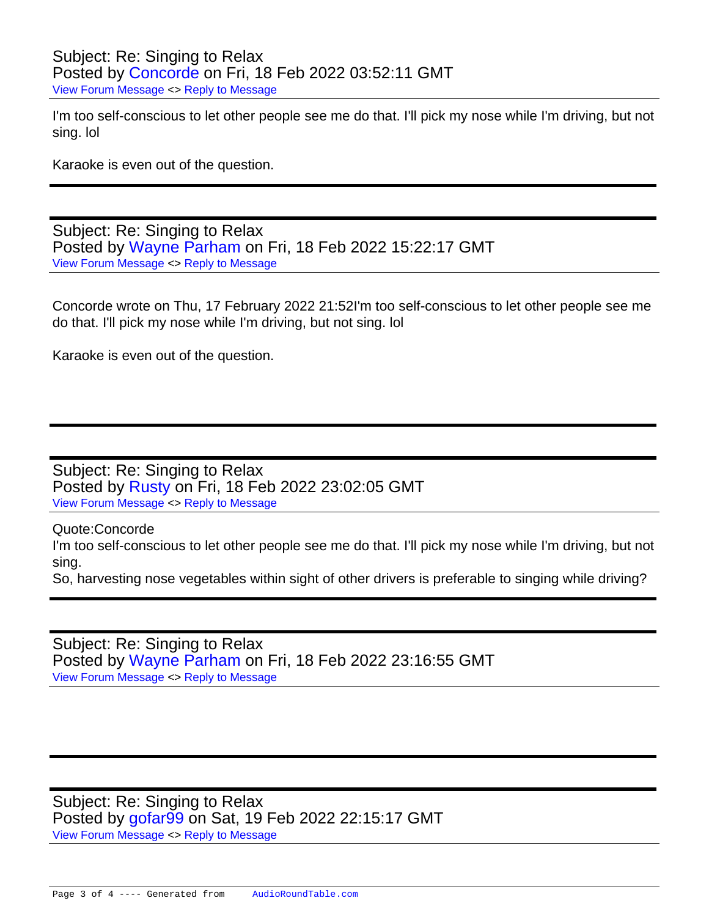Subject: Re: Singing to Relax
Posted by Concorde on Fri, 18 Feb 2022 03:52:11 GMT
View Forum Message <> Reply to Message

I'm too self-conscious to let other people see me do that. I'll pick my nose while I'm driving, but not sing. lol

Karaoke is even out of the question.

---

Subject: Re: Singing to Relax
Posted by Wayne Parham on Fri, 18 Feb 2022 15:22:17 GMT
View Forum Message <> Reply to Message

Concorde wrote on Thu, 17 February 2022 21:52I'm too self-conscious to let other people see me do that. I'll pick my nose while I'm driving, but not sing. lol

Karaoke is even out of the question.

---

Subject: Re: Singing to Relax
Posted by Rusty on Fri, 18 Feb 2022 23:02:05 GMT
View Forum Message <> Reply to Message

Quote:Concorde
I'm too self-conscious to let other people see me do that. I'll pick my nose while I'm driving, but not sing.
So, harvesting nose vegetables within sight of other drivers is preferable to singing while driving?

---

Subject: Re: Singing to Relax
Posted by Wayne Parham on Fri, 18 Feb 2022 23:16:55 GMT
View Forum Message <> Reply to Message

---

Subject: Re: Singing to Relax
Posted by gofar99 on Sat, 19 Feb 2022 22:15:17 GMT
View Forum Message <> Reply to Message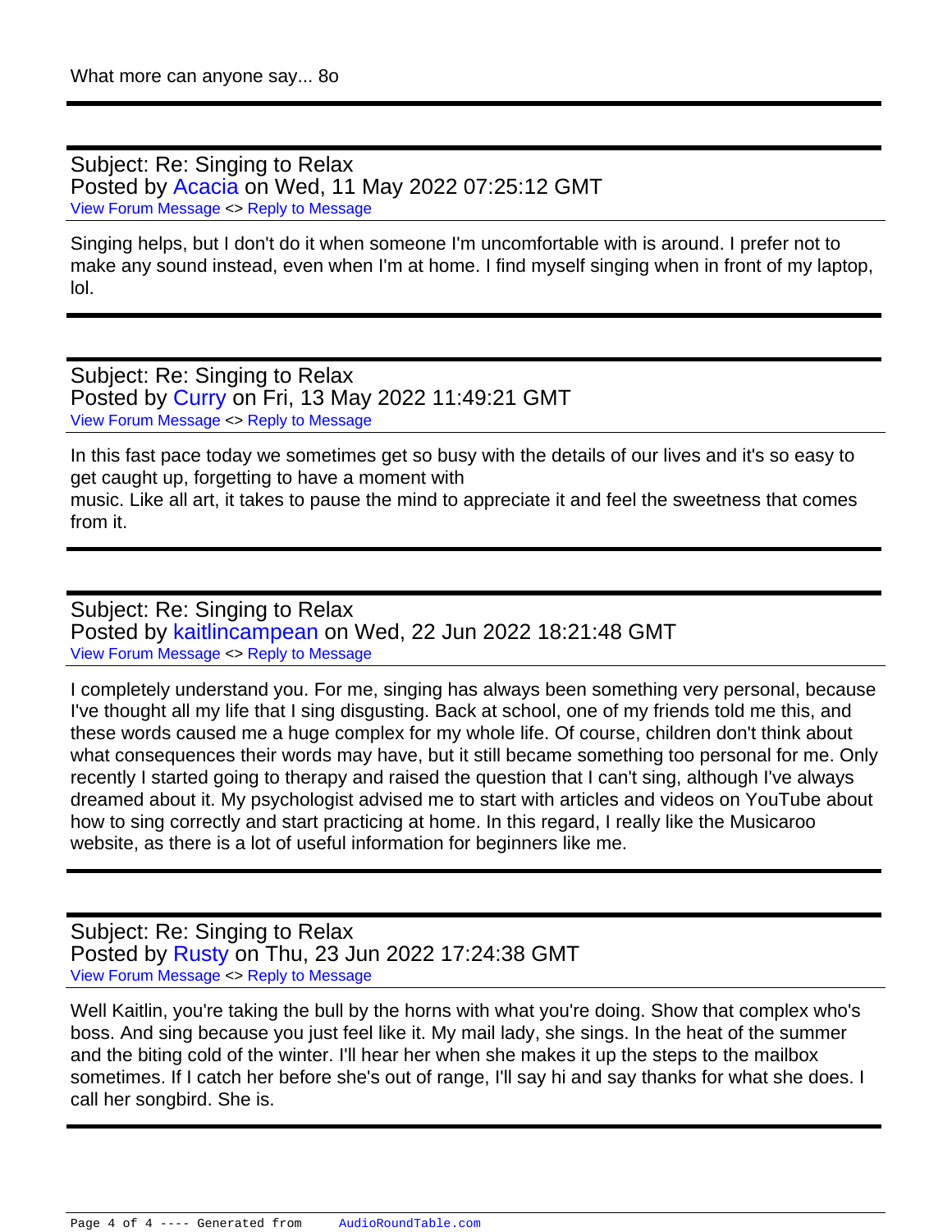What more can anyone say... 8o

---

Subject: Re: Singing to Relax
Posted by Acacia on Wed, 11 May 2022 07:25:12 GMT
View Forum Message <> Reply to Message

Singing helps, but I don't do it when someone I'm uncomfortable with is around. I prefer not to make any sound instead, even when I'm at home. I find myself singing when in front of my laptop, lol.

---

Subject: Re: Singing to Relax
Posted by Curry on Fri, 13 May 2022 11:49:21 GMT
View Forum Message <> Reply to Message

In this fast pace today we sometimes get so busy with the details of our lives and it's so easy to get caught up, forgetting to have a moment with
music. Like all art, it takes to pause the mind to appreciate it and feel the sweetness that comes from it.

---

Subject: Re: Singing to Relax
Posted by kaitlincampean on Wed, 22 Jun 2022 18:21:48 GMT
View Forum Message <> Reply to Message

I completely understand you. For me, singing has always been something very personal, because I've thought all my life that I sing disgusting. Back at school, one of my friends told me this, and these words caused me a huge complex for my whole life. Of course, children don't think about what consequences their words may have, but it still became something too personal for me. Only recently I started going to therapy and raised the question that I can't sing, although I've always dreamed about it. My psychologist advised me to start with articles and videos on YouTube about how to sing correctly and start practicing at home. In this regard, I really like the Musicaroo website, as there is a lot of useful information for beginners like me.

---

Subject: Re: Singing to Relax
Posted by Rusty on Thu, 23 Jun 2022 17:24:38 GMT
View Forum Message <> Reply to Message

Well Kaitlin, you're taking the bull by the horns with what you're doing. Show that complex who's boss. And sing because you just feel like it. My mail lady, she sings. In the heat of the summer and the biting cold of the winter. I'll hear her when she makes it up the steps to the mailbox sometimes. If I catch her before she's out of range, I'll say hi and say thanks for what she does. I call her songbird. She is.